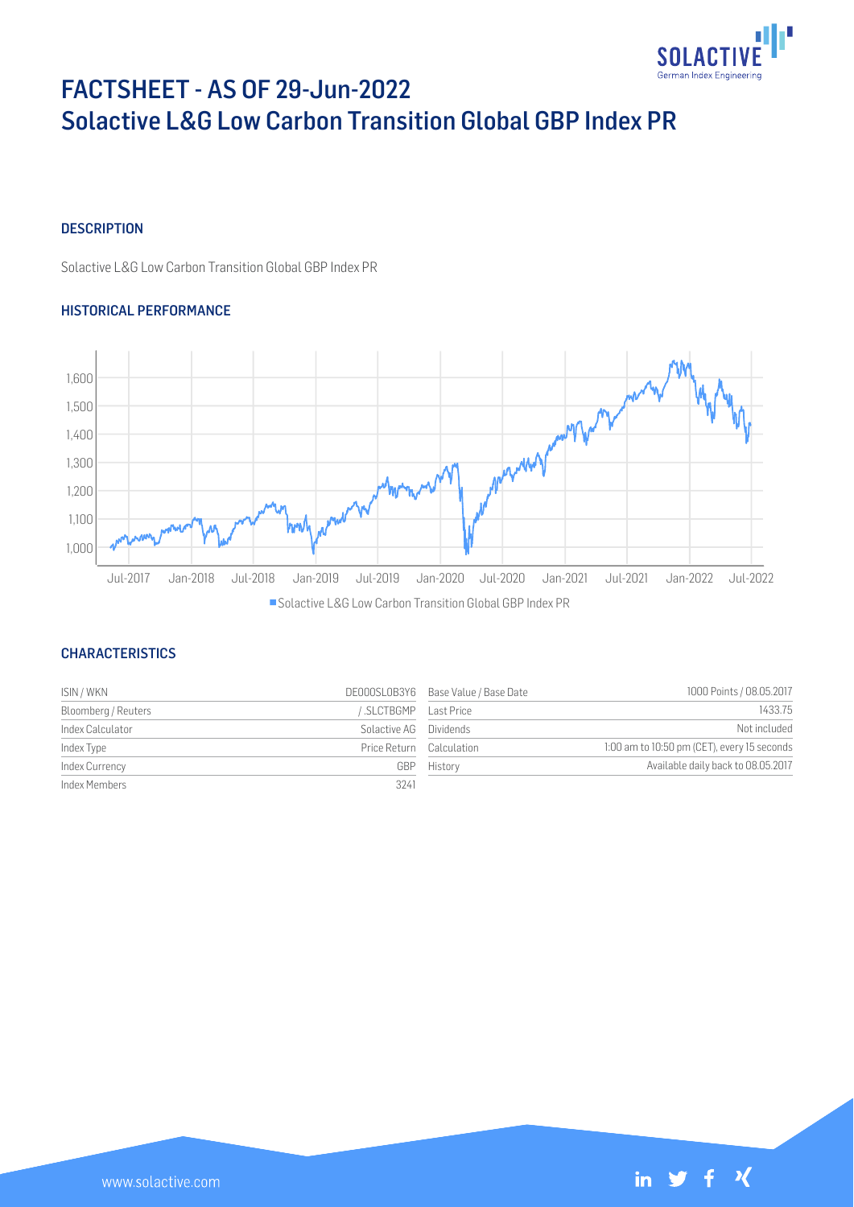# FACTSHEET - AS OF 29-Jun-2022
# Solactive L&G Low Carbon Transition Global GBP Index PR

## DESCRIPTION

Solactive L&G Low Carbon Transition Global GBP Index PR

## HISTORICAL PERFORMANCE

## CHARACTERISTICS

| | | | |
|---|---|---|---|
| ISIN / WKN | DE000SL0B3Y6 | Base Value / Base Date | 1000 Points / 08.05.2017 |
| Bloomberg / Reuters | / .SLCTBGMP | Last Price | 1433.75 |
| Index Calculator | Solactive AG | Dividends | Not included |
| Index Type | Price Return | Calculation | 1:00 am to 10:50 pm (CET), every 15 seconds |
| Index Currency | GBP | History | Available daily back to 08.05.2017 |
| Index Members | 3241 | | |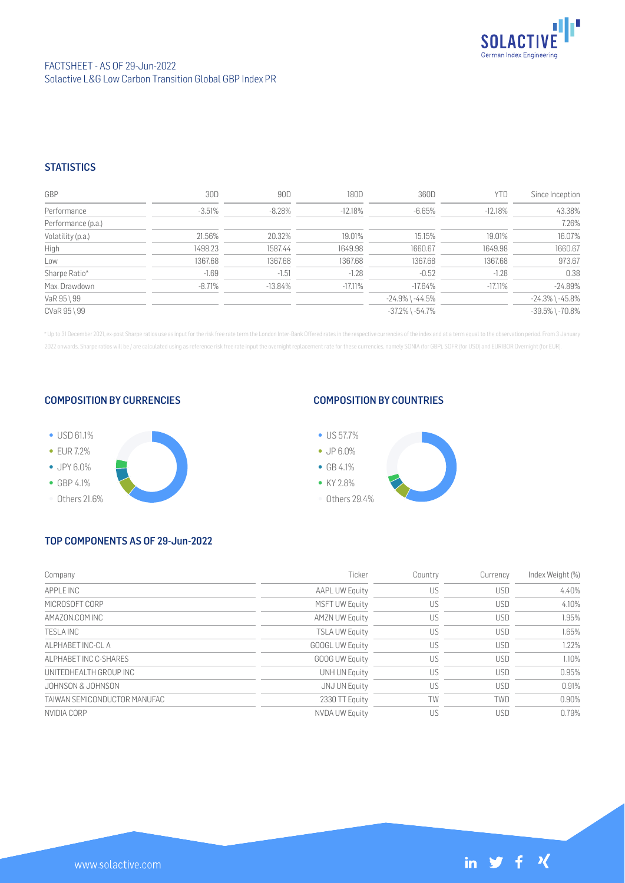FACTSHEET - AS OF 29-Jun-2022
Solactive L&G Low Carbon Transition Global GBP Index PR

## STATISTICS

| GBP | 30D | 90D | 180D | 360D | YTD | Since Inception |
|---|---|---|---|---|---|---|
| Performance | -3.51% | -8.28% | -12.18% | -6.65% | -12.18% | 43.38% |
| Performance (p.a.) | | | | | | 7.26% |
| Volatility (p.a.) | 21.56% | 20.32% | 19.01% | 15.15% | 19.01% | 16.07% |
| High | 1498.23 | 1587.44 | 1649.98 | 1660.67 | 1649.98 | 1660.67 |
| Low | 1367.68 | 1367.68 | 1367.68 | 1367.68 | 1367.68 | 973.67 |
| Sharpe Ratio* | -1.69 | -1.51 | -1.28 | -0.52 | -1.28 | 0.38 |
| Max. Drawdown | -8.71% | -13.84% | -17.11% | -17.64% | -17.11% | -24.89% |
| VaR 95 \ 99 | | | | -24.9% \ -44.5% | | -24.3% \ -45.8% |
| CVaR 95 \ 99 | | | | -37.2% \ -54.7% | | -39.5% \ -70.8% |

* Up to 31 December 2021, ex-post Sharpe ratios use as input for the risk free rate term the London Inter-Bank Offered rates in the respective currencies of the index and at a term equal to the observation period. From 3 January 2022 onwards, Sharpe ratios will be / are calculated using as reference risk free rate input the overnight replacement rate for these currencies, namely SONIA (for GBP), SOFR (for USD) and EURIBOR Overnight (for EUR).

## COMPOSITION BY CURRENCIES

- USD 61.1%
- EUR 7.2%
- JPY 6.0%
- GBP 4.1%
- Others 21.6%

## COMPOSITION BY COUNTRIES

- US 57.7%
- JP 6.0%
- GB 4.1%
- KY 2.8%
- Others 29.4%

## TOP COMPONENTS AS OF 29-Jun-2022

| Company | Ticker | Country | Currency | Index Weight (%) |
|---|---|---|---|---|
| APPLE INC | AAPL UW Equity | US | USD | 4.40% |
| MICROSOFT CORP | MSFT UW Equity | US | USD | 4.10% |
| AMAZON.COM INC | AMZN UW Equity | US | USD | 1.95% |
| TESLA INC | TSLA UW Equity | US | USD | 1.65% |
| ALPHABET INC-CL A | GOOGL UW Equity | US | USD | 1.22% |
| ALPHABET INC C-SHARES | GOOG UW Equity | US | USD | 1.10% |
| UNITEDHEALTH GROUP INC | UNH UN Equity | US | USD | 0.95% |
| JOHNSON & JOHNSON | JNJ UN Equity | US | USD | 0.91% |
| TAIWAN SEMICONDUCTOR MANUFAC | 2330 TT Equity | TW | TWD | 0.90% |
| NVIDIA CORP | NVDA UW Equity | US | USD | 0.79% |

www.solactive.com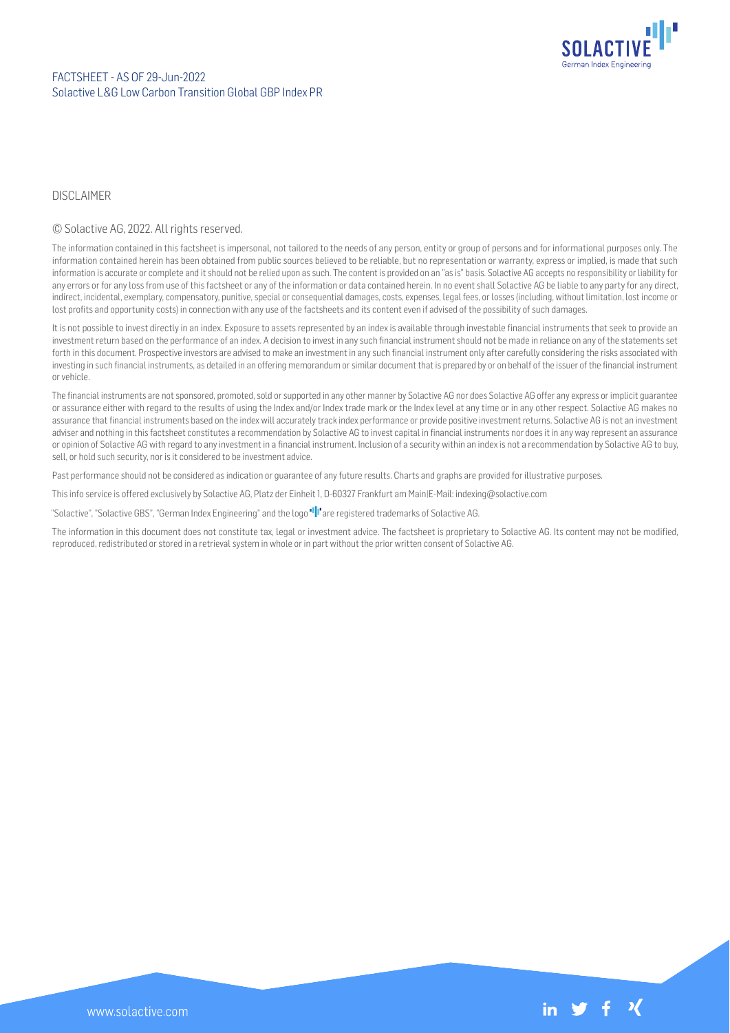## DISCLAIMER

© Solactive AG, 2022. All rights reserved.

The information contained in this factsheet is impersonal, not tailored to the needs of any person, entity or group of persons and for informational purposes only. The information contained herein has been obtained from public sources believed to be reliable, but no representation or warranty, express or implied, is made that such information is accurate or complete and it should not be relied upon as such. The content is provided on an "as is" basis. Solactive AG accepts no responsibility or liability for any errors or for any loss from use of this factsheet or any of the information or data contained herein. In no event shall Solactive AG be liable to any party for any direct, indirect, incidental, exemplary, compensatory, punitive, special or consequential damages, costs, expenses, legal fees, or losses (including, without limitation, lost income or lost profits and opportunity costs) in connection with any use of the factsheets and its content even if advised of the possibility of such damages.

It is not possible to invest directly in an index. Exposure to assets represented by an index is available through investable financial instruments that seek to provide an investment return based on the performance of an index. A decision to invest in any such financial instrument should not be made in reliance on any of the statements set forth in this document. Prospective investors are advised to make an investment in any such financial instrument only after carefully considering the risks associated with investing in such financial instruments, as detailed in an offering memorandum or similar document that is prepared by or on behalf of the issuer of the financial instrument or vehicle.

The financial instruments are not sponsored, promoted, sold or supported in any other manner by Solactive AG nor does Solactive AG offer any express or implicit guarantee or assurance either with regard to the results of using the Index and/or Index trade mark or the Index level at any time or in any other respect. Solactive AG makes no assurance that financial instruments based on the index will accurately track index performance or provide positive investment returns. Solactive AG is not an investment adviser and nothing in this factsheet constitutes a recommendation by Solactive AG to invest capital in financial instruments nor does it in any way represent an assurance or opinion of Solactive AG with regard to any investment in a financial instrument. Inclusion of a security within an index is not a recommendation by Solactive AG to buy, sell, or hold such security, nor is it considered to be investment advice.

Past performance should not be considered as indication or guarantee of any future results. Charts and graphs are provided for illustrative purposes.

This info service is offered exclusively by Solactive AG, Platz der Einheit 1, D-60327 Frankfurt am Main|E-Mail: indexing@solactive.com

"Solactive", "Solactive GBS", "German Index Engineering" and the logo are registered trademarks of Solactive AG.

The information in this document does not constitute tax, legal or investment advice. The factsheet is proprietary to Solactive AG. Its content may not be modified, reproduced, redistributed or stored in a retrieval system in whole or in part without the prior written consent of Solactive AG.